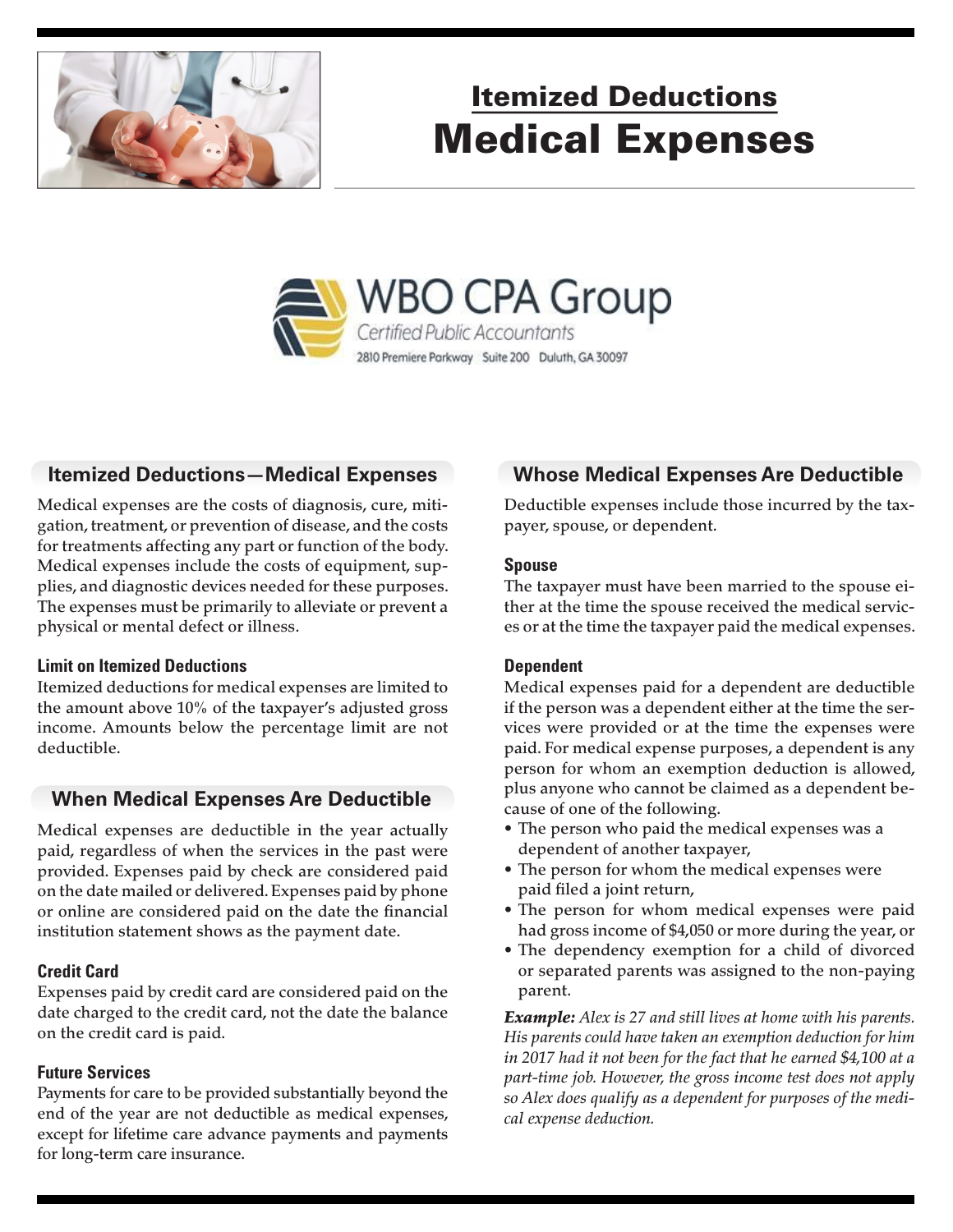## Itemized Deductions

# Medical Expenses

WBO CPA Group
Certified Public Accountants
2810 Premiere Parkway Suite 200 Duluth, GA 30097

## Itemized Deductions—Medical Expenses

Medical expenses are the costs of diagnosis, cure, mitigation, treatment, or prevention of disease, and the costs for treatments affecting any part or function of the body. Medical expenses include the costs of equipment, supplies, and diagnostic devices needed for these purposes. The expenses must be primarily to alleviate or prevent a physical or mental defect or illness.

### Limit on Itemized Deductions

Itemized deductions for medical expenses are limited to the amount above 10% of the taxpayer's adjusted gross income. Amounts below the percentage limit are not deductible.

## When Medical Expenses Are Deductible

Medical expenses are deductible in the year actually paid, regardless of when the services in the past were provided. Expenses paid by check are considered paid on the date mailed or delivered. Expenses paid by phone or online are considered paid on the date the financial institution statement shows as the payment date.

### Credit Card

Expenses paid by credit card are considered paid on the date charged to the credit card, not the date the balance on the credit card is paid.

### Future Services

Payments for care to be provided substantially beyond the end of the year are not deductible as medical expenses, except for lifetime care advance payments and payments for long-term care insurance.

## Whose Medical Expenses Are Deductible

Deductible expenses include those incurred by the taxpayer, spouse, or dependent.

### Spouse

The taxpayer must have been married to the spouse either at the time the spouse received the medical services or at the time the taxpayer paid the medical expenses.

### Dependent

Medical expenses paid for a dependent are deductible if the person was a dependent either at the time the services were provided or at the time the expenses were paid. For medical expense purposes, a dependent is any person for whom an exemption deduction is allowed, plus anyone who cannot be claimed as a dependent because of one of the following.

- The person who paid the medical expenses was a dependent of another taxpayer,
- The person for whom the medical expenses were paid filed a joint return,
- The person for whom medical expenses were paid had gross income of $4,050 or more during the year, or
- The dependency exemption for a child of divorced or separated parents was assigned to the non-paying parent.

***Example:*** *Alex is 27 and still lives at home with his parents. His parents could have taken an exemption deduction for him in 2017 had it not been for the fact that he earned $4,100 at a part-time job. However, the gross income test does not apply so Alex does qualify as a dependent for purposes of the medical expense deduction.*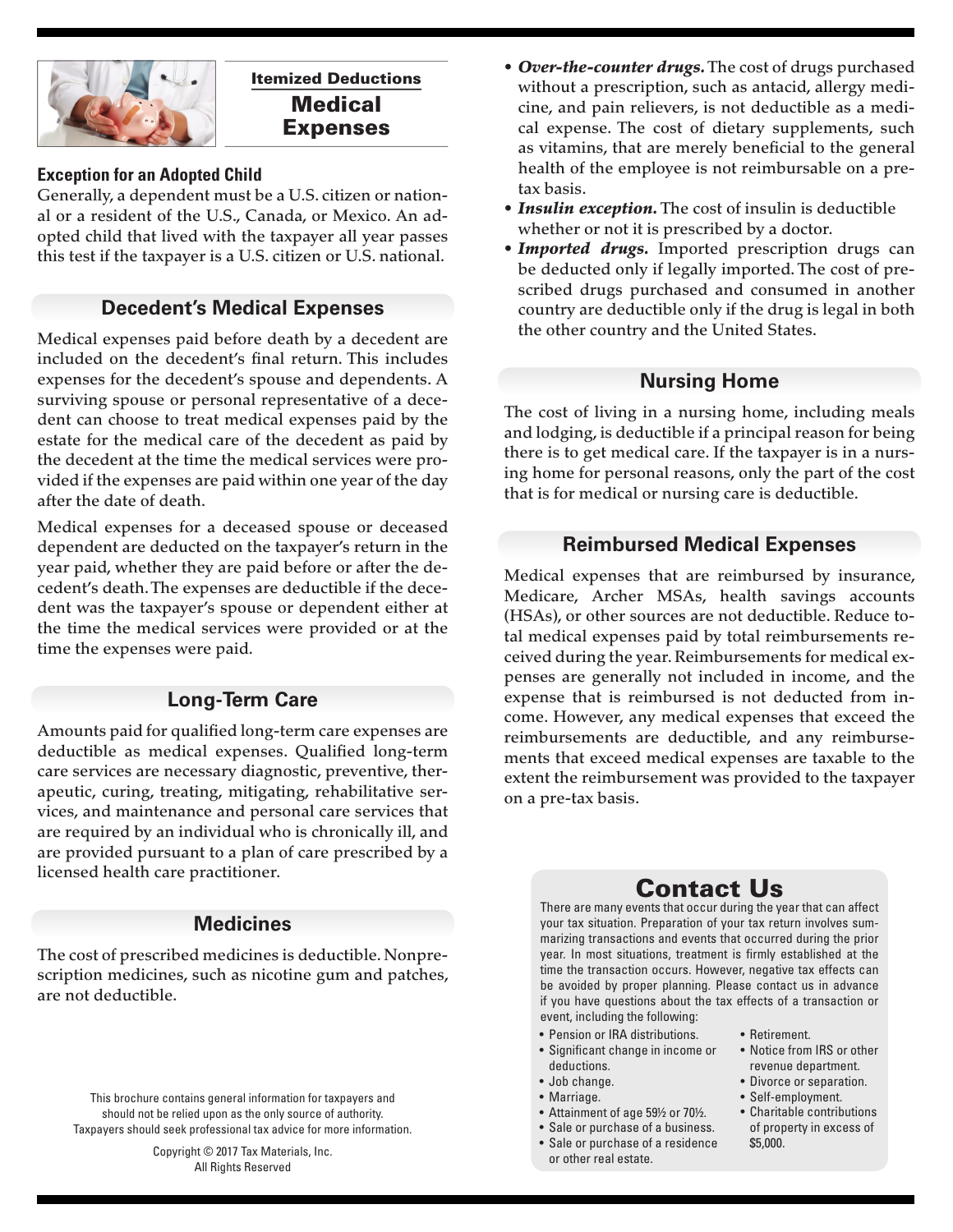Itemized Deductions

# Medical Expenses

### Exception for an Adopted Child

Generally, a dependent must be a U.S. citizen or national or a resident of the U.S., Canada, or Mexico. An adopted child that lived with the taxpayer all year passes this test if the taxpayer is a U.S. citizen or U.S. national.

## Decedent's Medical Expenses

Medical expenses paid before death by a decedent are included on the decedent's final return. This includes expenses for the decedent's spouse and dependents. A surviving spouse or personal representative of a decedent can choose to treat medical expenses paid by the estate for the medical care of the decedent as paid by the decedent at the time the medical services were provided if the expenses are paid within one year of the day after the date of death.

Medical expenses for a deceased spouse or deceased dependent are deducted on the taxpayer's return in the year paid, whether they are paid before or after the decedent's death. The expenses are deductible if the decedent was the taxpayer's spouse or dependent either at the time the medical services were provided or at the time the expenses were paid.

## Long-Term Care

Amounts paid for qualified long-term care expenses are deductible as medical expenses. Qualified long-term care services are necessary diagnostic, preventive, therapeutic, curing, treating, mitigating, rehabilitative services, and maintenance and personal care services that are required by an individual who is chronically ill, and are provided pursuant to a plan of care prescribed by a licensed health care practitioner.

## Medicines

The cost of prescribed medicines is deductible. Nonprescription medicines, such as nicotine gum and patches, are not deductible.

- ***Over-the-counter drugs.*** The cost of drugs purchased without a prescription, such as antacid, allergy medicine, and pain relievers, is not deductible as a medical expense. The cost of dietary supplements, such as vitamins, that are merely beneficial to the general health of the employee is not reimbursable on a pre-tax basis.
- ***Insulin exception.*** The cost of insulin is deductible whether or not it is prescribed by a doctor.
- ***Imported drugs.*** Imported prescription drugs can be deducted only if legally imported. The cost of prescribed drugs purchased and consumed in another country are deductible only if the drug is legal in both the other country and the United States.

## Nursing Home

The cost of living in a nursing home, including meals and lodging, is deductible if a principal reason for being there is to get medical care. If the taxpayer is in a nursing home for personal reasons, only the part of the cost that is for medical or nursing care is deductible.

## Reimbursed Medical Expenses

Medical expenses that are reimbursed by insurance, Medicare, Archer MSAs, health savings accounts (HSAs), or other sources are not deductible. Reduce total medical expenses paid by total reimbursements received during the year. Reimbursements for medical expenses are generally not included in income, and the expense that is reimbursed is not deducted from income. However, any medical expenses that exceed the reimbursements are deductible, and any reimbursements that exceed medical expenses are taxable to the extent the reimbursement was provided to the taxpayer on a pre-tax basis.

## Contact Us

There are many events that occur during the year that can affect your tax situation. Preparation of your tax return involves summarizing transactions and events that occurred during the prior year. In most situations, treatment is firmly established at the time the transaction occurs. However, negative tax effects can be avoided by proper planning. Please contact us in advance if you have questions about the tax effects of a transaction or event, including the following:

- Pension or IRA distributions.
- Significant change in income or deductions.
- Job change.
- Marriage.
- Attainment of age 59½ or 70½.
- Sale or purchase of a business.
- Sale or purchase of a residence or other real estate.
- Retirement.
- Notice from IRS or other revenue department.
- Divorce or separation.
- Self-employment.
- Charitable contributions of property in excess of $5,000.

This brochure contains general information for taxpayers and should not be relied upon as the only source of authority. Taxpayers should seek professional tax advice for more information.

Copyright © 2017 Tax Materials, Inc.
All Rights Reserved